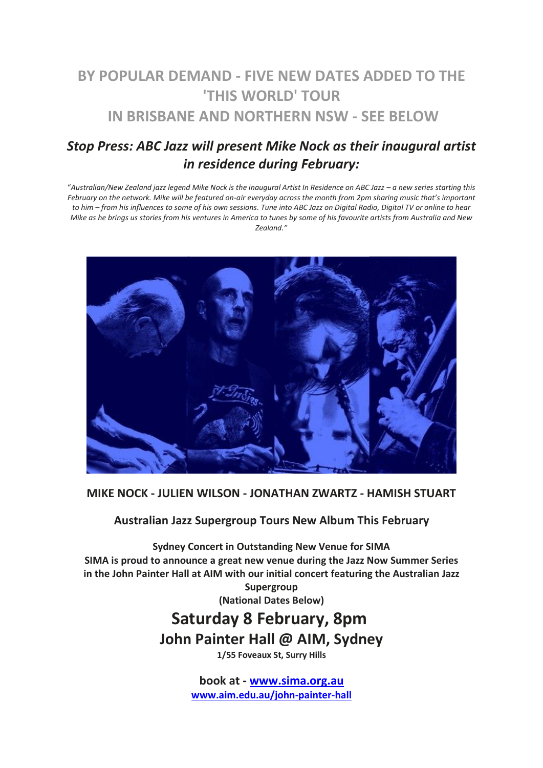# BY POPULAR DEMAND - FIVE NEW DATES ADDED TO THE 'THIS WORLD' TOUR IN BRISBANE AND NORTHERN NSW - SEE BELOW

## *Stop Press: ABC Jazz will present Mike Nock as their inaugural artist in residence during February:*

"*Australian/New Zealand jazz legend Mike Nock is the inaugural Artist In Residence on ABC Jazz – a new series starting this February on the network. Mike will be featured on-air everyday across the month from 2pm sharing music that's important to him – from his influences to some of his own sessions. Tune into ABC Jazz on Digital Radio, Digital TV or online to hear Mike as he brings us stories from his ventures in America to tunes by some of his favourite artists from Australia and New Zealand.*"

**MIKE NOCK - JULIEN WILSON - JONATHAN ZWARTZ - HAMISH STUART**

**Australian Jazz Supergroup Tours New Album This February**

**Sydney Concert in Outstanding New Venue for SIMA**
**SIMA is proud to announce a great new venue during the Jazz Now Summer Series in the John Painter Hall at AIM with our initial concert featuring the Australian Jazz Supergroup**
**(National Dates Below)**

## Saturday 8 February, 8pm

## John Painter Hall @ AIM, Sydney

**1/55 Foveaux St, Surry Hills**

**book at - [www.sima.org.au](www.sima.org.au)**
**[www.aim.edu.au/john-painter-hall](www.aim.edu.au/john-painter-hall)**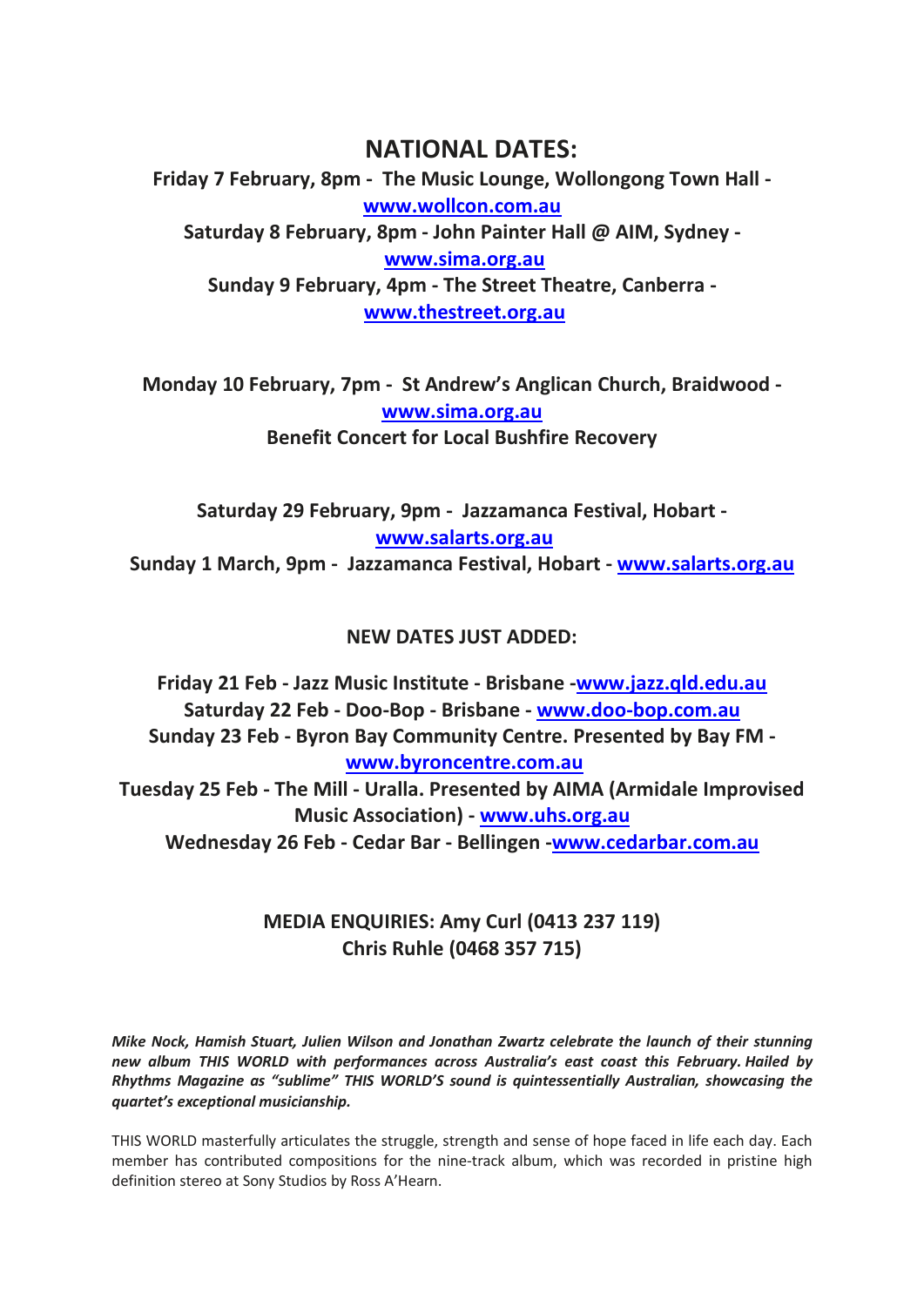## NATIONAL DATES:

**Friday 7 February, 8pm - The Music Lounge, Wollongong Town Hall - [www.wollcon.com.au](http://www.wollcon.com.au)**
**Saturday 8 February, 8pm - John Painter Hall @ AIM, Sydney - [www.sima.org.au](http://www.sima.org.au)**
**Sunday 9 February, 4pm - The Street Theatre, Canberra - [www.thestreet.org.au](http://www.thestreet.org.au)**

**Monday 10 February, 7pm - St Andrew's Anglican Church, Braidwood - [www.sima.org.au](http://www.sima.org.au)**
**Benefit Concert for Local Bushfire Recovery**

**Saturday 29 February, 9pm - Jazzamanca Festival, Hobart - [www.salarts.org.au](http://www.salarts.org.au)**
**Sunday 1 March, 9pm - Jazzamanca Festival, Hobart - [www.salarts.org.au](http://www.salarts.org.au)**

**NEW DATES JUST ADDED:**

**Friday 21 Feb - Jazz Music Institute - Brisbane -[www.jazz.qld.edu.au](http://www.jazz.qld.edu.au)**
**Saturday 22 Feb - Doo-Bop - Brisbane - [www.doo-bop.com.au](http://www.doo-bop.com.au)**
**Sunday 23 Feb - Byron Bay Community Centre. Presented by Bay FM - [www.byroncentre.com.au](http://www.byroncentre.com.au)**
**Tuesday 25 Feb - The Mill - Uralla. Presented by AIMA (Armidale Improvised Music Association) - [www.uhs.org.au](http://www.uhs.org.au)**
**Wednesday 26 Feb - Cedar Bar - Bellingen -[www.cedarbar.com.au](http://www.cedarbar.com.au)**

**MEDIA ENQUIRIES: Amy Curl (0413 237 119)**
**Chris Ruhle (0468 357 715)**

***Mike Nock, Hamish Stuart, Julien Wilson and Jonathan Zwartz celebrate the launch of their stunning new album THIS WORLD with performances across Australia's east coast this February. Hailed by Rhythms Magazine as "sublime" THIS WORLD'S sound is quintessentially Australian, showcasing the quartet's exceptional musicianship.***

THIS WORLD masterfully articulates the struggle, strength and sense of hope faced in life each day. Each member has contributed compositions for the nine-track album, which was recorded in pristine high definition stereo at Sony Studios by Ross A'Hearn.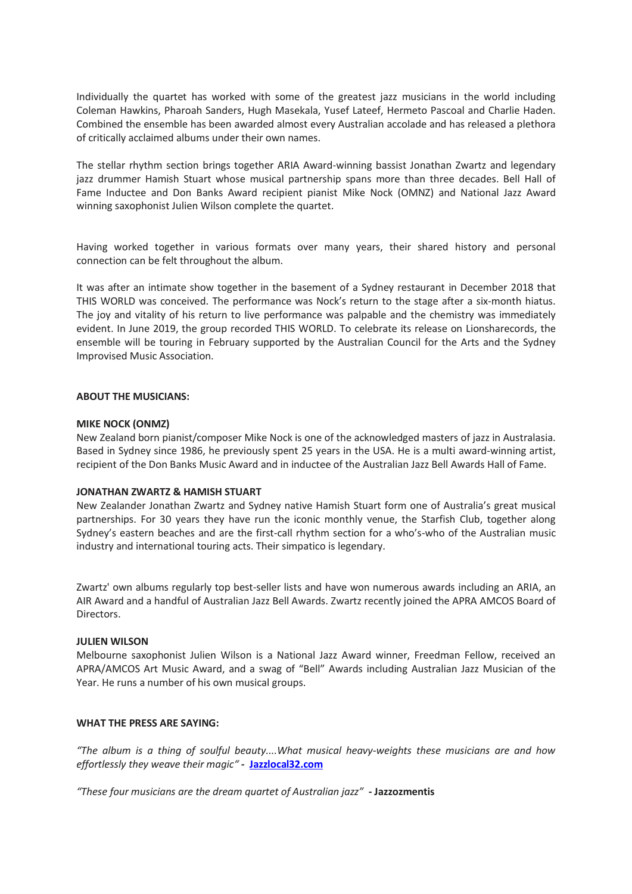Individually the quartet has worked with some of the greatest jazz musicians in the world including Coleman Hawkins, Pharoah Sanders, Hugh Masekala, Yusef Lateef, Hermeto Pascoal and Charlie Haden. Combined the ensemble has been awarded almost every Australian accolade and has released a plethora of critically acclaimed albums under their own names.

The stellar rhythm section brings together ARIA Award-winning bassist Jonathan Zwartz and legendary jazz drummer Hamish Stuart whose musical partnership spans more than three decades. Bell Hall of Fame Inductee and Don Banks Award recipient pianist Mike Nock (OMNZ) and National Jazz Award winning saxophonist Julien Wilson complete the quartet.

Having worked together in various formats over many years, their shared history and personal connection can be felt throughout the album.

It was after an intimate show together in the basement of a Sydney restaurant in December 2018 that THIS WORLD was conceived. The performance was Nock's return to the stage after a six-month hiatus. The joy and vitality of his return to live performance was palpable and the chemistry was immediately evident. In June 2019, the group recorded THIS WORLD. To celebrate its release on Lionsharecords, the ensemble will be touring in February supported by the Australian Council for the Arts and the Sydney Improvised Music Association.

**ABOUT THE MUSICIANS:**

**MIKE NOCK (ONMZ)**
New Zealand born pianist/composer Mike Nock is one of the acknowledged masters of jazz in Australasia. Based in Sydney since 1986, he previously spent 25 years in the USA. He is a multi award-winning artist, recipient of the Don Banks Music Award and in inductee of the Australian Jazz Bell Awards Hall of Fame.

**JONATHAN ZWARTZ & HAMISH STUART**
New Zealander Jonathan Zwartz and Sydney native Hamish Stuart form one of Australia's great musical partnerships. For 30 years they have run the iconic monthly venue, the Starfish Club, together along Sydney's eastern beaches and are the first-call rhythm section for a who's-who of the Australian music industry and international touring acts. Their simpatico is legendary.

Zwartz' own albums regularly top best-seller lists and have won numerous awards including an ARIA, an AIR Award and a handful of Australian Jazz Bell Awards. Zwartz recently joined the APRA AMCOS Board of Directors.

**JULIEN WILSON**
Melbourne saxophonist Julien Wilson is a National Jazz Award winner, Freedman Fellow, received an APRA/AMCOS Art Music Award, and a swag of "Bell" Awards including Australian Jazz Musician of the Year. He runs a number of his own musical groups.

**WHAT THE PRESS ARE SAYING:**

*"The album is a thing of soulful beauty....What musical heavy-weights these musicians are and how effortlessly they weave their magic"* - **Jazzlocal32.com**

*"These four musicians are the dream quartet of Australian jazz"* **- Jazzozmentis**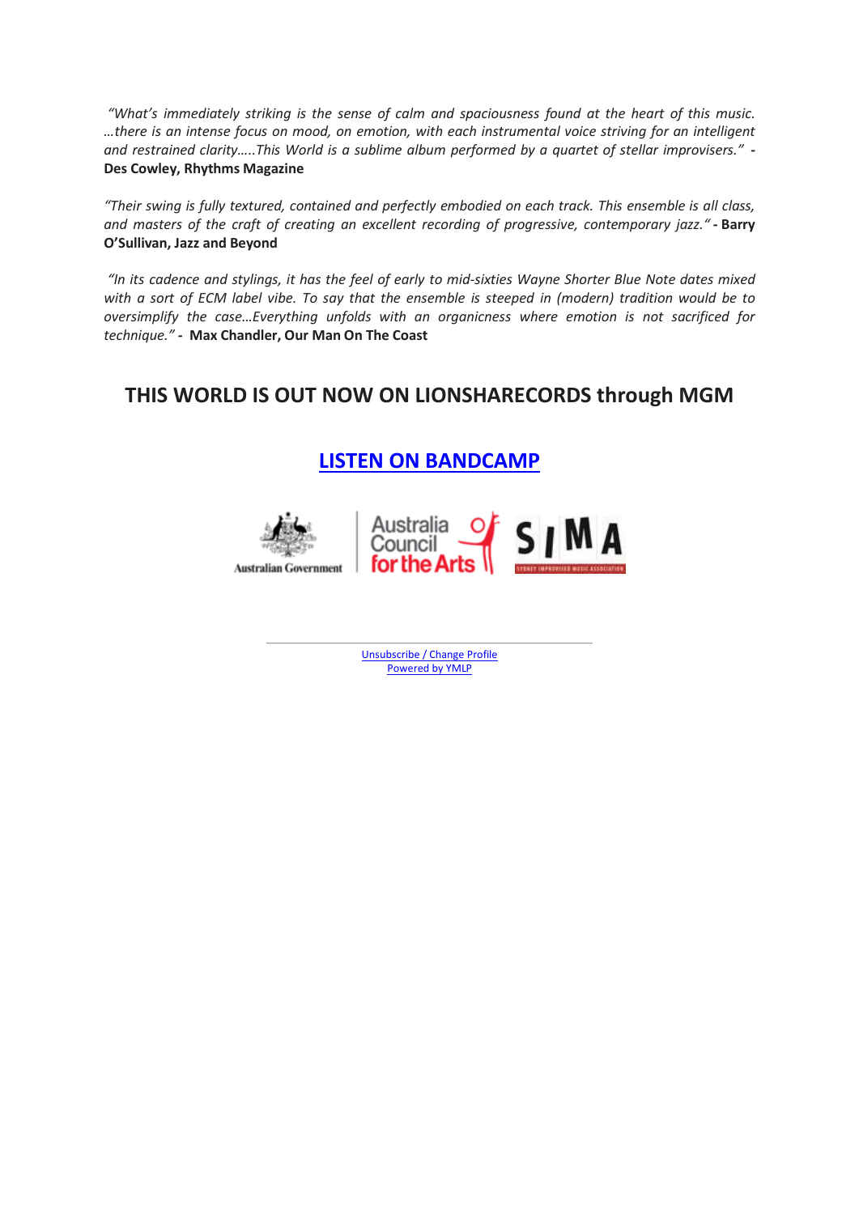*"What's immediately striking is the sense of calm and spaciousness found at the heart of this music. …there is an intense focus on mood, on emotion, with each instrumental voice striving for an intelligent and restrained clarity…..This World is a sublime album performed by a quartet of stellar improvisers."* - **Des Cowley, Rhythms Magazine**

*"Their swing is fully textured, contained and perfectly embodied on each track. This ensemble is all class, and masters of the craft of creating an excellent recording of progressive, contemporary jazz."* - **Barry O'Sullivan, Jazz and Beyond**

*"In its cadence and stylings, it has the feel of early to mid-sixties Wayne Shorter Blue Note dates mixed with a sort of ECM label vibe. To say that the ensemble is steeped in (modern) tradition would be to oversimplify the case…Everything unfolds with an organicness where emotion is not sacrificed for technique."* - **Max Chandler, Our Man On The Coast**

## THIS WORLD IS OUT NOW ON LIONSHARECORDS through MGM

## LISTEN ON BANDCAMP

Australian Government | Australia Council for the Arts | SIMA SYDNEY IMPROVISED MUSIC ASSOCIATION

---

Unsubscribe / Change Profile
Powered by YMLP